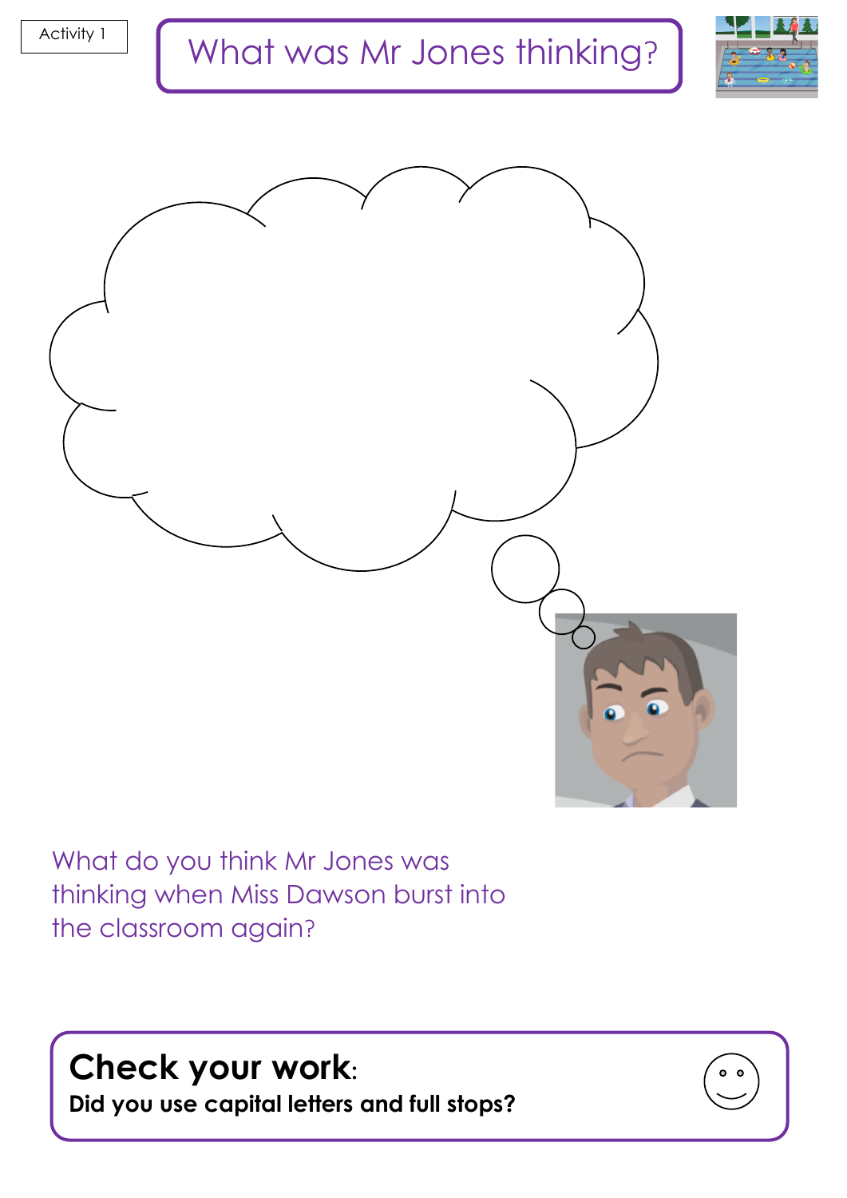Activity 1

# What was Mr Jones thinking?

What do you think Mr Jones was thinking when Miss Dawson burst into the classroom again?

**Check your work:**
**Did you use capital letters and full stops?**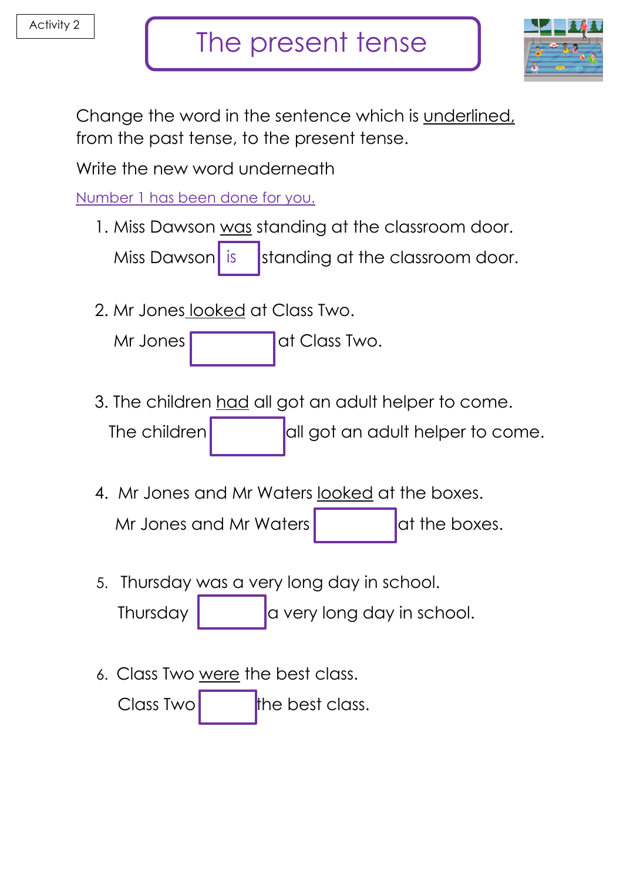Activity 2

# The present tense

Change the word in the sentence which is <u>underlined,</u> from the past tense, to the present tense.

Write the new word underneath

<u>Number 1 has been done for you.</u>

1. Miss Dawson <u>was</u> standing at the classroom door.

   Miss Dawson [ is ] standing at the classroom door.

2. Mr Jones <u>looked</u> at Class Two.

   Mr Jones [ ] at Class Two.

3. The children <u>had</u> all got an adult helper to come.

   The children [ ] all got an adult helper to come.

4. Mr Jones and Mr Waters <u>looked</u> at the boxes.

   Mr Jones and Mr Waters [ ] at the boxes.

5. Thursday was a very long day in school.

   Thursday [ ] a very long day in school.

6. Class Two <u>were</u> the best class.

   Class Two [ ] the best class.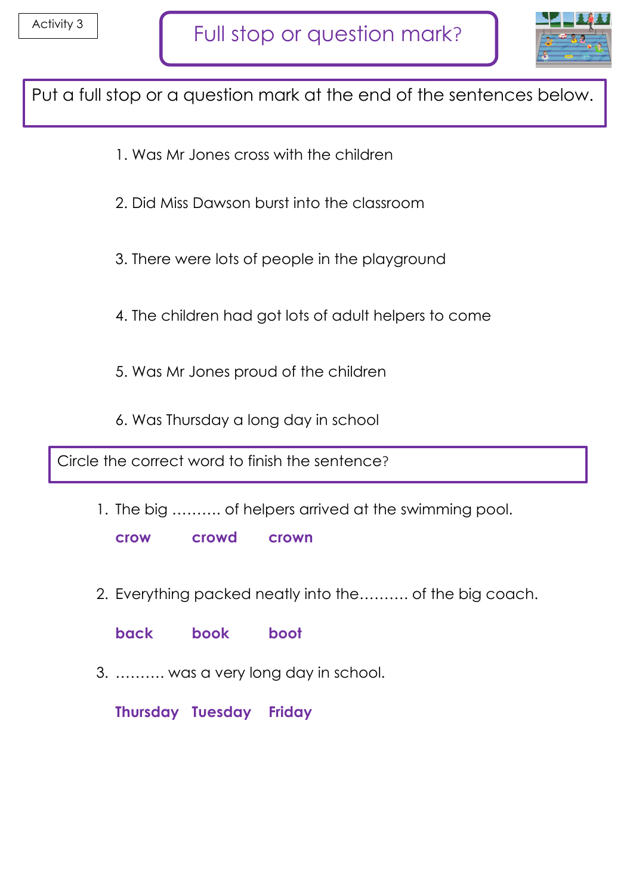Activity 3

# Full stop or question mark?

Put a full stop or a question mark at the end of the sentences below.

1. Was Mr Jones cross with the children
2. Did Miss Dawson burst into the classroom
3. There were lots of people in the playground
4. The children had got lots of adult helpers to come
5. Was Mr Jones proud of the children
6. Was Thursday a long day in school

Circle the correct word to finish the sentence?

1. The big .......... of helpers arrived at the swimming pool.

   **crow** **crowd** **crown**

2. Everything packed neatly into the.......... of the big coach.

   **back** **book** **boot**

3. .......... was a very long day in school.

   **Thursday** **Tuesday** **Friday**